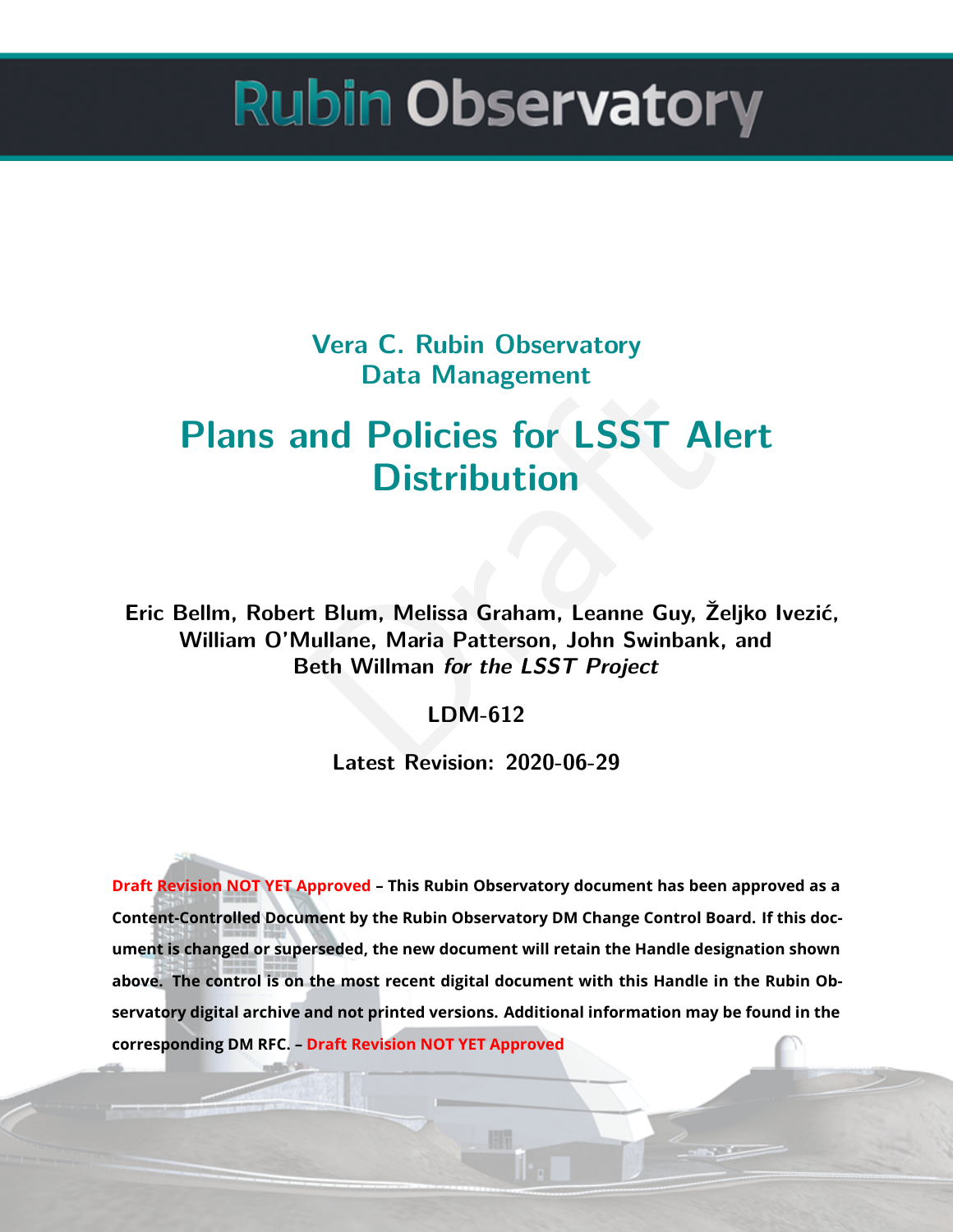# Rubin Observatory

## Vera C. Rubin Observatory
## Data Management

# Plans and Policies for LSST Alert Distribution

**Eric Bellm, Robert Blum, Melissa Graham, Leanne Guy, Željko Ivezić, William O'Mullane, Maria Patterson, John Swinbank, and Beth Willman** ***for the LSST Project***

**LDM-612**

**Latest Revision: 2020-06-29**

**Draft Revision NOT YET Approved – This Rubin Observatory document has been approved as a Content-Controlled Document by the Rubin Observatory DM Change Control Board. If this document is changed or superseded, the new document will retain the Handle designation shown above. The control is on the most recent digital document with this Handle in the Rubin Observatory digital archive and not printed versions. Additional information may be found in the corresponding DM RFC. – Draft Revision NOT YET Approved**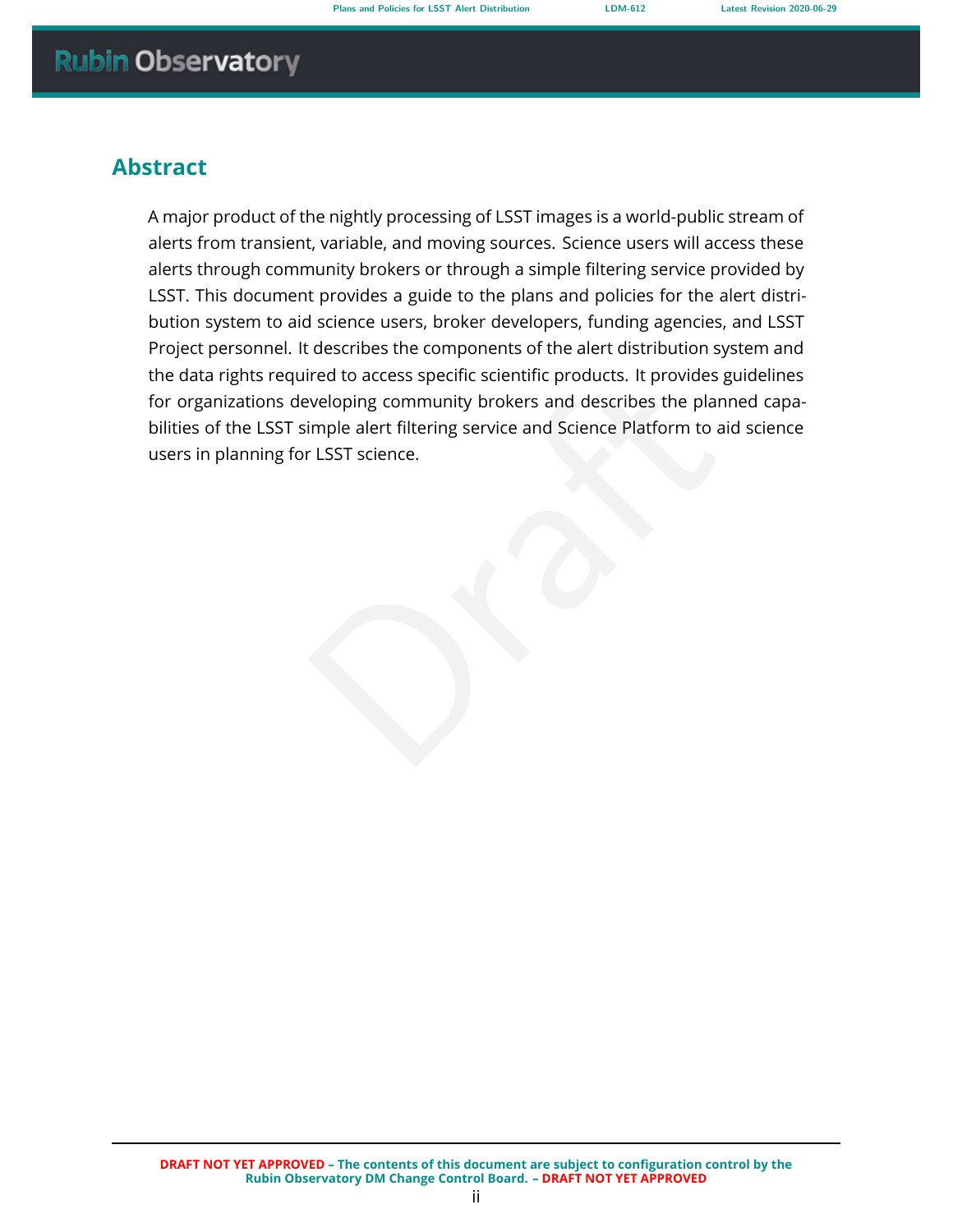## Abstract

A major product of the nightly processing of LSST images is a world-public stream of alerts from transient, variable, and moving sources. Science users will access these alerts through community brokers or through a simple filtering service provided by LSST. This document provides a guide to the plans and policies for the alert distribution system to aid science users, broker developers, funding agencies, and LSST Project personnel. It describes the components of the alert distribution system and the data rights required to access specific scientific products. It provides guidelines for organizations developing community brokers and describes the planned capabilities of the LSST simple alert filtering service and Science Platform to aid science users in planning for LSST science.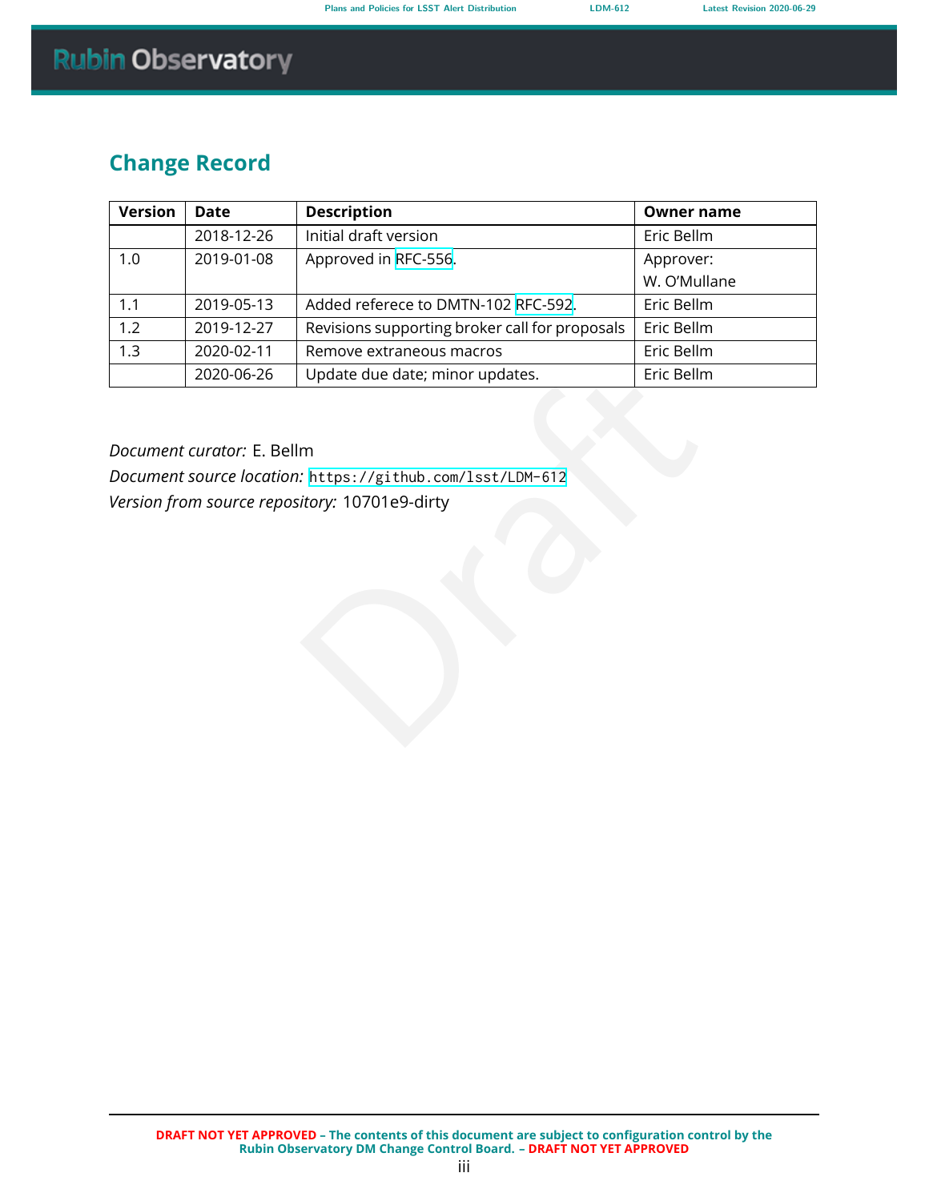## Change Record

| Version | Date | Description | Owner name |
|---|---|---|---|
| | 2018-12-26 | Initial draft version | Eric Bellm |
| 1.0 | 2019-01-08 | Approved in RFC-556. | Approver: W. O'Mullane |
| 1.1 | 2019-05-13 | Added refereće to DMTN-102 RFC-592. | Eric Bellm |
| 1.2 | 2019-12-27 | Revisions supporting broker call for proposals | Eric Bellm |
| 1.3 | 2020-02-11 | Remove extraneous macros | Eric Bellm |
| | 2020-06-26 | Update due date; minor updates. | Eric Bellm |

*Document curator:* E. Bellm
*Document source location:* `https://github.com/lsst/LDM-612`
*Version from source repository:* 10701e9-dirty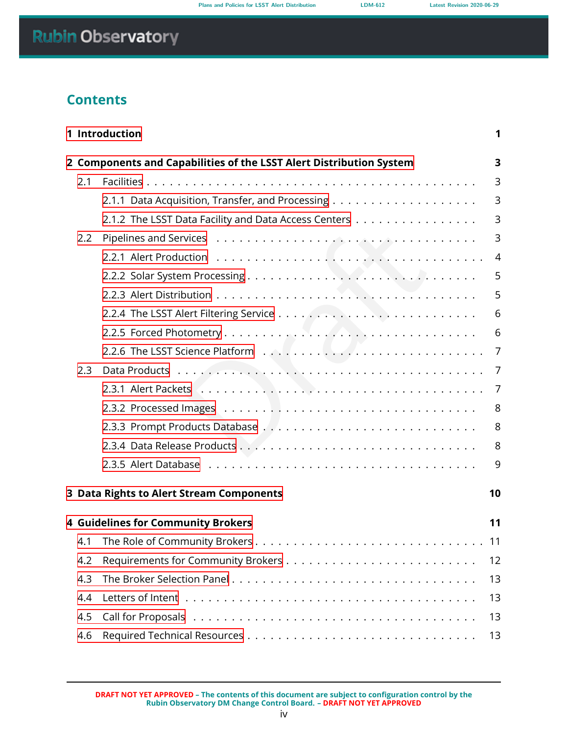## Contents

**1 Introduction** **1**

**2 Components and Capabilities of the LSST Alert Distribution System** **3**

- 2.1 Facilities . . . 3
  - 2.1.1 Data Acquisition, Transfer, and Processing . . . 3
  - 2.1.2 The LSST Data Facility and Data Access Centers . . . 3
- 2.2 Pipelines and Services . . . 3
  - 2.2.1 Alert Production . . . 4
  - 2.2.2 Solar System Processing . . . 5
  - 2.2.3 Alert Distribution . . . 5
  - 2.2.4 The LSST Alert Filtering Service . . . 6
  - 2.2.5 Forced Photometry . . . 6
  - 2.2.6 The LSST Science Platform . . . 7
- 2.3 Data Products . . . 7
  - 2.3.1 Alert Packets . . . 7
  - 2.3.2 Processed Images . . . 8
  - 2.3.3 Prompt Products Database . . . 8
  - 2.3.4 Data Release Products . . . 8
  - 2.3.5 Alert Database . . . 9

**3 Data Rights to Alert Stream Components** **10**

**4 Guidelines for Community Brokers** **11**

- 4.1 The Role of Community Brokers . . . 11
- 4.2 Requirements for Community Brokers . . . 12
- 4.3 The Broker Selection Panel . . . 13
- 4.4 Letters of Intent . . . 13
- 4.5 Call for Proposals . . . 13
- 4.6 Required Technical Resources . . . 13

DRAFT NOT YET APPROVED – The contents of this document are subject to configuration control by the Rubin Observatory DM Change Control Board. – DRAFT NOT YET APPROVED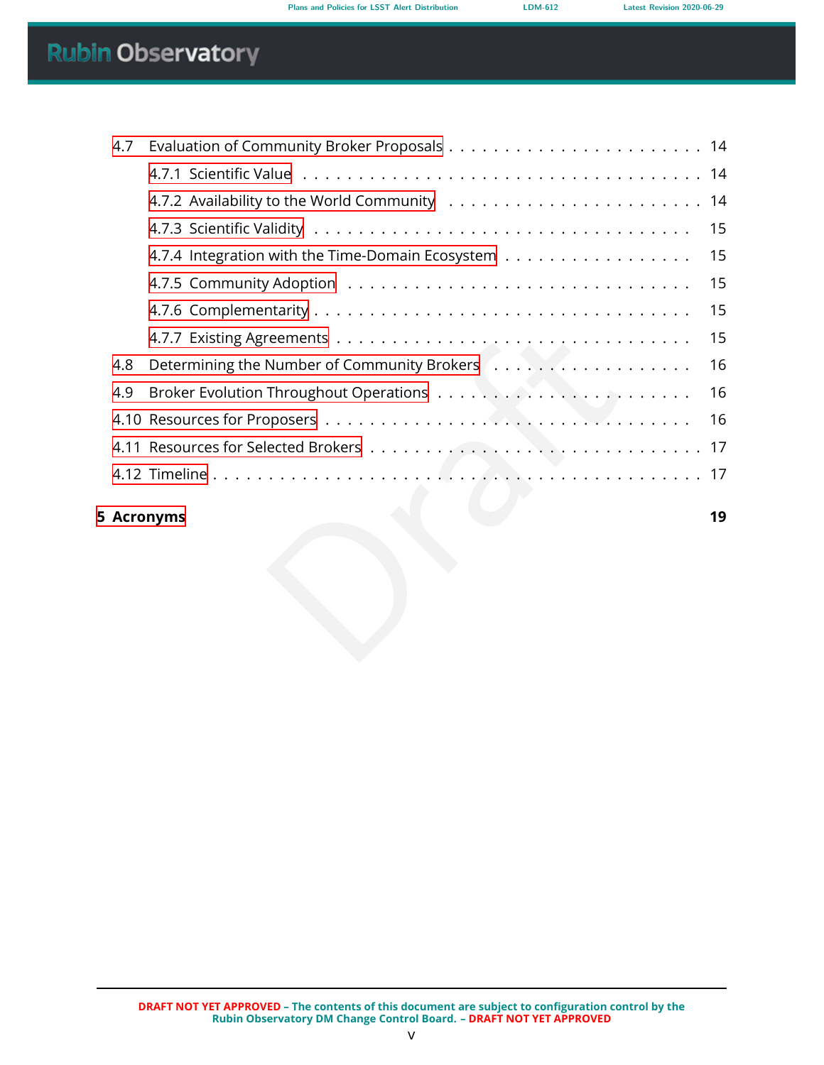- 4.7 Evaluation of Community Broker Proposals . . . 14
  - 4.7.1 Scientific Value . . . 14
  - 4.7.2 Availability to the World Community . . . 14
  - 4.7.3 Scientific Validity . . . 15
  - 4.7.4 Integration with the Time-Domain Ecosystem . . . 15
  - 4.7.5 Community Adoption . . . 15
  - 4.7.6 Complementarity . . . 15
  - 4.7.7 Existing Agreements . . . 15
- 4.8 Determining the Number of Community Brokers . . . 16
- 4.9 Broker Evolution Throughout Operations . . . 16
- 4.10 Resources for Proposers . . . 16
- 4.11 Resources for Selected Brokers . . . 17
- 4.12 Timeline . . . 17

**5 Acronyms** **19**

DRAFT NOT YET APPROVED – The contents of this document are subject to configuration control by the Rubin Observatory DM Change Control Board. – DRAFT NOT YET APPROVED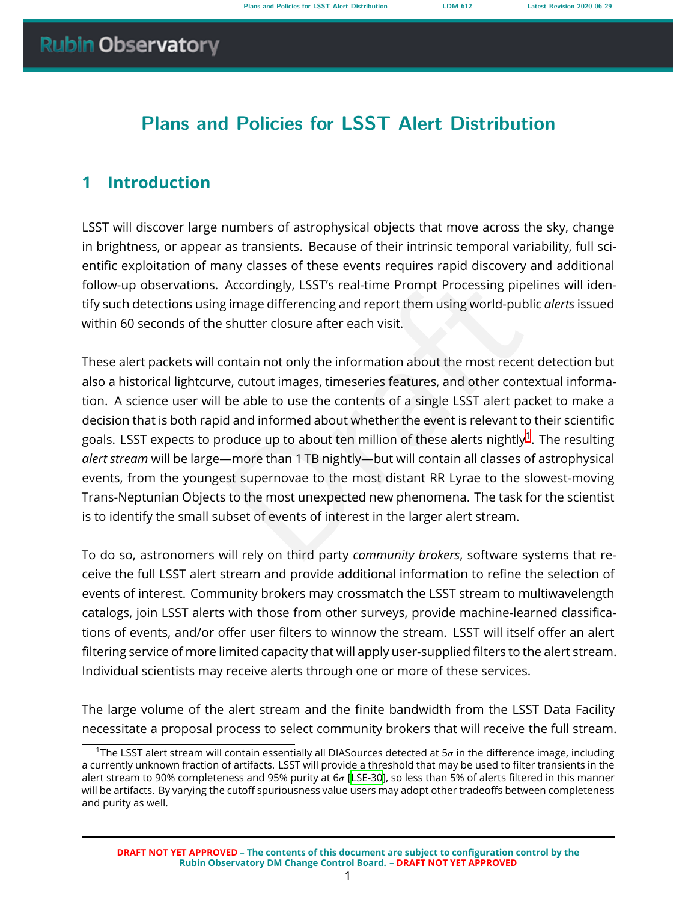# Plans and Policies for LSST Alert Distribution

## 1 Introduction

LSST will discover large numbers of astrophysical objects that move across the sky, change in brightness, or appear as transients. Because of their intrinsic temporal variability, full scientific exploitation of many classes of these events requires rapid discovery and additional follow-up observations. Accordingly, LSST's real-time Prompt Processing pipelines will identify such detections using image differencing and report them using world-public *alerts* issued within 60 seconds of the shutter closure after each visit.

These alert packets will contain not only the information about the most recent detection but also a historical lightcurve, cutout images, timeseries features, and other contextual information. A science user will be able to use the contents of a single LSST alert packet to make a decision that is both rapid and informed about whether the event is relevant to their scientific goals. LSST expects to produce up to about ten million of these alerts nightly[1]. The resulting *alert stream* will be large—more than 1 TB nightly—but will contain all classes of astrophysical events, from the youngest supernovae to the most distant RR Lyrae to the slowest-moving Trans-Neptunian Objects to the most unexpected new phenomena. The task for the scientist is to identify the small subset of events of interest in the larger alert stream.

To do so, astronomers will rely on third party *community brokers*, software systems that receive the full LSST alert stream and provide additional information to refine the selection of events of interest. Community brokers may crossmatch the LSST stream to multiwavelength catalogs, join LSST alerts with those from other surveys, provide machine-learned classifications of events, and/or offer user filters to winnow the stream. LSST will itself offer an alert filtering service of more limited capacity that will apply user-supplied filters to the alert stream. Individual scientists may receive alerts through one or more of these services.

The large volume of the alert stream and the finite bandwidth from the LSST Data Facility necessitate a proposal process to select community brokers that will receive the full stream.

[1] The LSST alert stream will contain essentially all DIASources detected at $5\sigma$ in the difference image, including a currently unknown fraction of artifacts. LSST will provide a threshold that may be used to filter transients in the alert stream to 90% completeness and 95% purity at $6\sigma$ [LSE-30], so less than 5% of alerts filtered in this manner will be artifacts. By varying the cutoff spuriousness value users may adopt other tradeoffs between completeness and purity as well.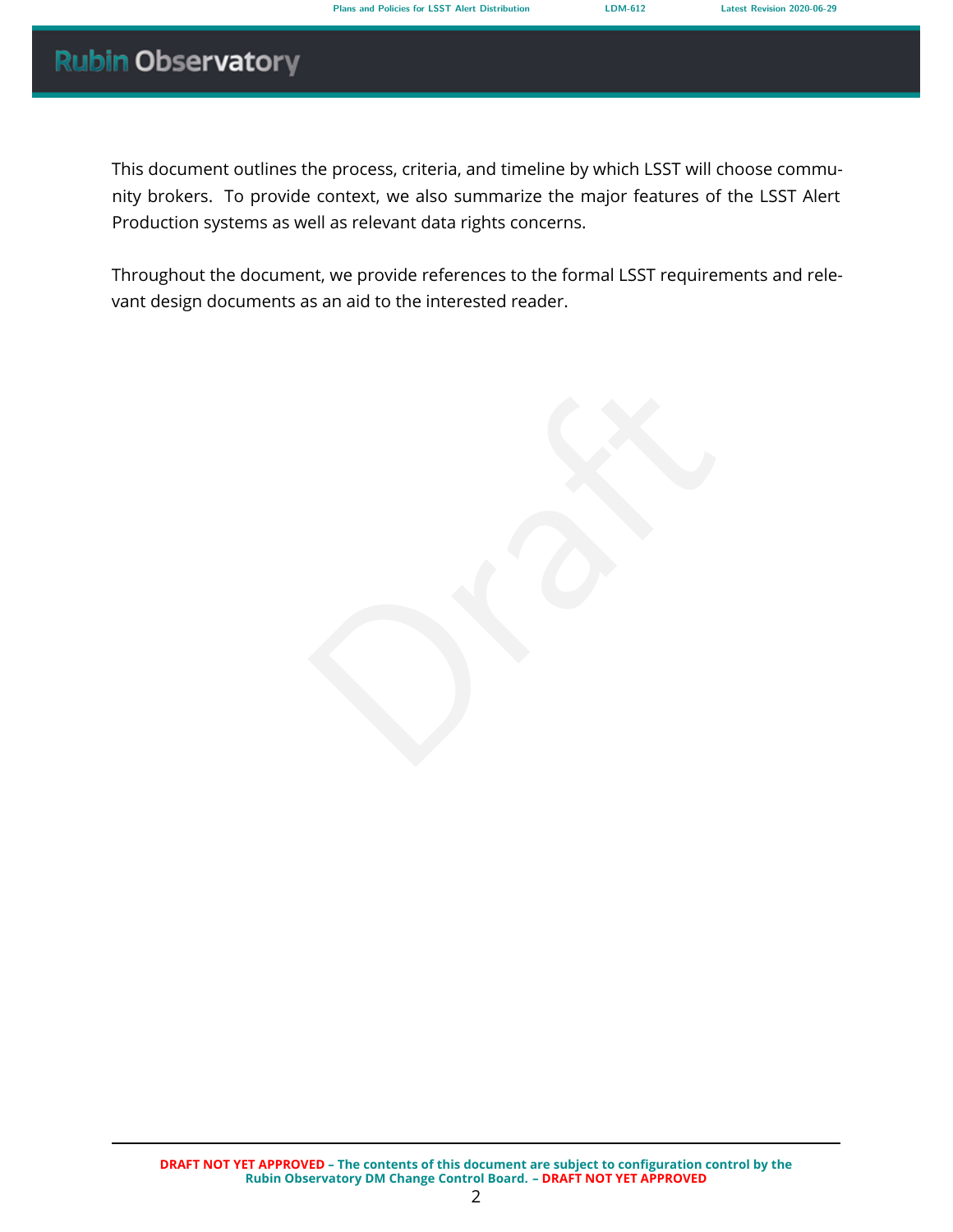This document outlines the process, criteria, and timeline by which LSST will choose community brokers. To provide context, we also summarize the major features of the LSST Alert Production systems as well as relevant data rights concerns.

Throughout the document, we provide references to the formal LSST requirements and relevant design documents as an aid to the interested reader.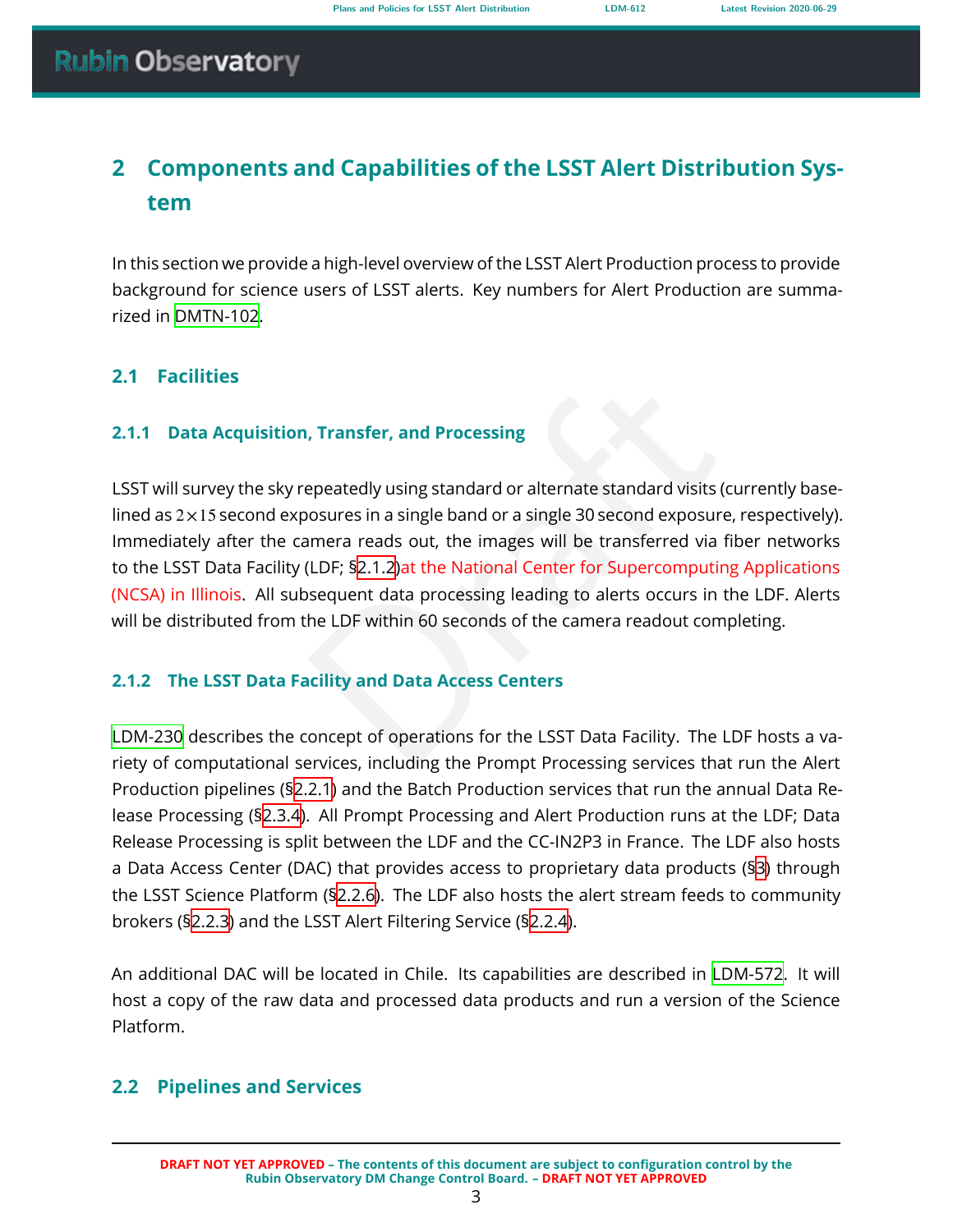# 2 Components and Capabilities of the LSST Alert Distribution System

In this section we provide a high-level overview of the LSST Alert Production process to provide background for science users of LSST alerts. Key numbers for Alert Production are summarized in DMTN-102.

## 2.1 Facilities

### 2.1.1 Data Acquisition, Transfer, and Processing

LSST will survey the sky repeatedly using standard or alternate standard visits (currently baselined as $2 \times 15$ second exposures in a single band or a single 30 second exposure, respectively). Immediately after the camera reads out, the images will be transferred via fiber networks to the LSST Data Facility (LDF; §2.1.2)at the National Center for Supercomputing Applications (NCSA) in Illinois. All subsequent data processing leading to alerts occurs in the LDF. Alerts will be distributed from the LDF within 60 seconds of the camera readout completing.

### 2.1.2 The LSST Data Facility and Data Access Centers

LDM-230 describes the concept of operations for the LSST Data Facility. The LDF hosts a variety of computational services, including the Prompt Processing services that run the Alert Production pipelines (§2.2.1) and the Batch Production services that run the annual Data Release Processing (§2.3.4). All Prompt Processing and Alert Production runs at the LDF; Data Release Processing is split between the LDF and the CC-IN2P3 in France. The LDF also hosts a Data Access Center (DAC) that provides access to proprietary data products (§3) through the LSST Science Platform (§2.2.6). The LDF also hosts the alert stream feeds to community brokers (§2.2.3) and the LSST Alert Filtering Service (§2.2.4).

An additional DAC will be located in Chile. Its capabilities are described in LDM-572. It will host a copy of the raw data and processed data products and run a version of the Science Platform.

## 2.2 Pipelines and Services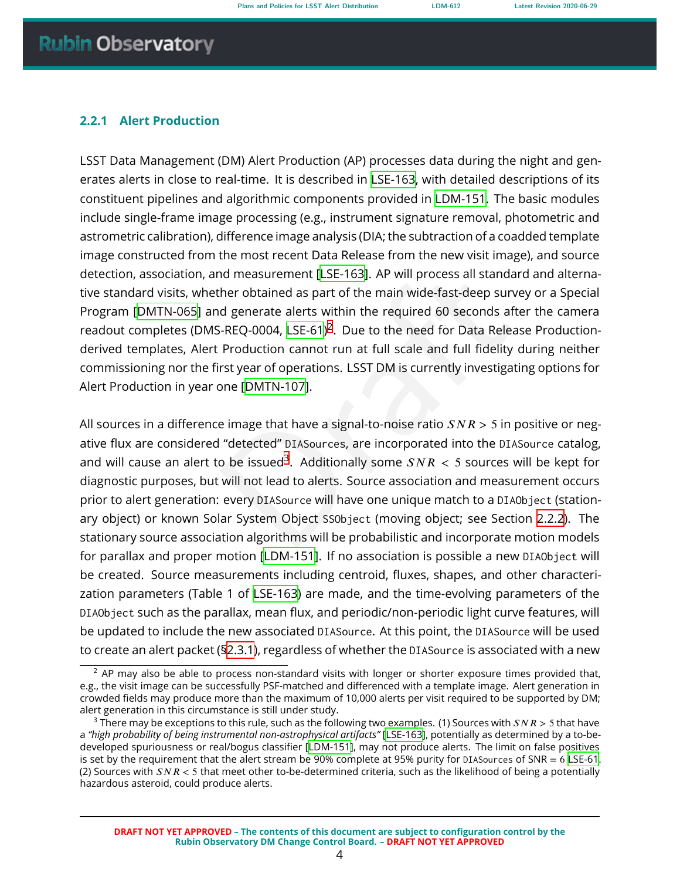### 2.2.1 Alert Production

LSST Data Management (DM) Alert Production (AP) processes data during the night and generates alerts in close to real-time. It is described in LSE-163, with detailed descriptions of its constituent pipelines and algorithmic components provided in LDM-151. The basic modules include single-frame image processing (e.g., instrument signature removal, photometric and astrometric calibration), difference image analysis (DIA; the subtraction of a coadded template image constructed from the most recent Data Release from the new visit image), and source detection, association, and measurement [LSE-163]. AP will process all standard and alternative standard visits, whether obtained as part of the main wide-fast-deep survey or a Special Program [DMTN-065] and generate alerts within the required 60 seconds after the camera readout completes (DMS-REQ-0004, LSE-61)[2]. Due to the need for Data Release Production-derived templates, Alert Production cannot run at full scale and full fidelity during neither commissioning nor the first year of operations. LSST DM is currently investigating options for Alert Production in year one [DMTN-107].

All sources in a difference image that have a signal-to-noise ratio $SNR > 5$ in positive or negative flux are considered "detected" DIASources, are incorporated into the DIASource catalog, and will cause an alert to be issued[3]. Additionally some $SNR < 5$ sources will be kept for diagnostic purposes, but will not lead to alerts. Source association and measurement occurs prior to alert generation: every DIASource will have one unique match to a DIAObject (stationary object) or known Solar System Object SSObject (moving object; see Section 2.2.2). The stationary source association algorithms will be probabilistic and incorporate motion models for parallax and proper motion [LDM-151]. If no association is possible a new DIAObject will be created. Source measurements including centroid, fluxes, shapes, and other characterization parameters (Table 1 of LSE-163) are made, and the time-evolving parameters of the DIAObject such as the parallax, mean flux, and periodic/non-periodic light curve features, will be updated to include the new associated DIASource. At this point, the DIASource will be used to create an alert packet (§2.3.1), regardless of whether the DIASource is associated with a new

[2] AP may also be able to process non-standard visits with longer or shorter exposure times provided that, e.g., the visit image can be successfully PSF-matched and differenced with a template image. Alert generation in crowded fields may produce more than the maximum of 10,000 alerts per visit required to be supported by DM; alert generation in this circumstance is still under study.

[3] There may be exceptions to this rule, such as the following two examples. (1) Sources with $SNR > 5$ that have a *"high probability of being instrumental non-astrophysical artifacts"* [LSE-163], potentially as determined by a to-be-developed spuriousness or real/bogus classifier [LDM-151], may not produce alerts. The limit on false positives is set by the requirement that the alert stream be 90% complete at 95% purity for DIASources of SNR = 6 LSE-61. (2) Sources with $SNR < 5$ that meet other to-be-determined criteria, such as the likelihood of being a potentially hazardous asteroid, could produce alerts.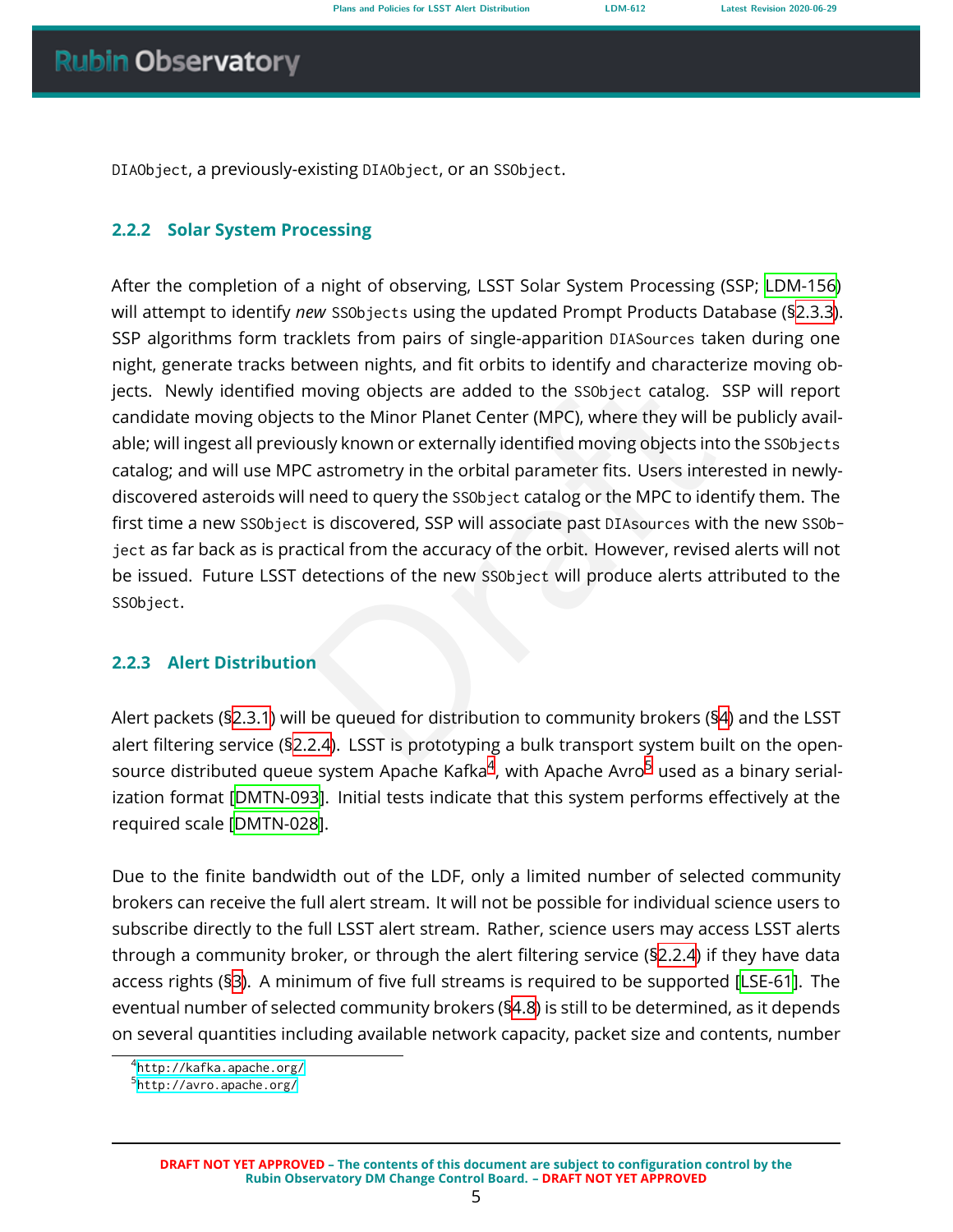DIAObject, a previously-existing DIAObject, or an SSObject.

### 2.2.2 Solar System Processing

After the completion of a night of observing, LSST Solar System Processing (SSP; LDM-156) will attempt to identify *new* SSObjects using the updated Prompt Products Database (§2.3.3). SSP algorithms form tracklets from pairs of single-apparition DIASources taken during one night, generate tracks between nights, and fit orbits to identify and characterize moving objects. Newly identified moving objects are added to the SSObject catalog. SSP will report candidate moving objects to the Minor Planet Center (MPC), where they will be publicly available; will ingest all previously known or externally identified moving objects into the SSObjects catalog; and will use MPC astrometry in the orbital parameter fits. Users interested in newly-discovered asteroids will need to query the SSObject catalog or the MPC to identify them. The first time a new SSObject is discovered, SSP will associate past DIAsources with the new SSObject as far back as is practical from the accuracy of the orbit. However, revised alerts will not be issued. Future LSST detections of the new SSObject will produce alerts attributed to the SSObject.

### 2.2.3 Alert Distribution

Alert packets (§2.3.1) will be queued for distribution to community brokers (§4) and the LSST alert filtering service (§2.2.4). LSST is prototyping a bulk transport system built on the open-source distributed queue system Apache Kafka[4], with Apache Avro[5] used as a binary serialization format [DMTN-093]. Initial tests indicate that this system performs effectively at the required scale [DMTN-028].

Due to the finite bandwidth out of the LDF, only a limited number of selected community brokers can receive the full alert stream. It will not be possible for individual science users to subscribe directly to the full LSST alert stream. Rather, science users may access LSST alerts through a community broker, or through the alert filtering service (§2.2.4) if they have data access rights (§3). A minimum of five full streams is required to be supported [LSE-61]. The eventual number of selected community brokers (§4.8) is still to be determined, as it depends on several quantities including available network capacity, packet size and contents, number

[4] http://kafka.apache.org/

[5] http://avro.apache.org/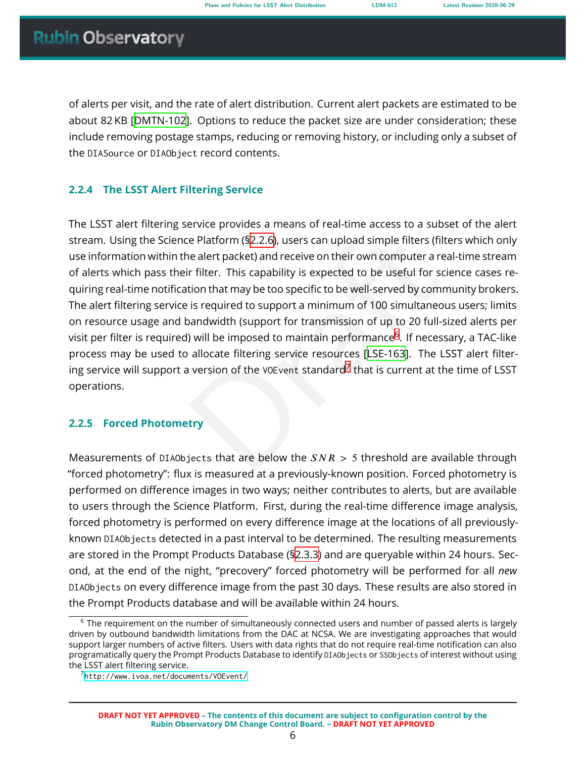of alerts per visit, and the rate of alert distribution. Current alert packets are estimated to be about 82 KB [DMTN-102]. Options to reduce the packet size are under consideration; these include removing postage stamps, reducing or removing history, or including only a subset of the DIASource or DIAObject record contents.

### 2.2.4 The LSST Alert Filtering Service

The LSST alert filtering service provides a means of real-time access to a subset of the alert stream. Using the Science Platform (§2.2.6), users can upload simple filters (filters which only use information within the alert packet) and receive on their own computer a real-time stream of alerts which pass their filter. This capability is expected to be useful for science cases requiring real-time notification that may be too specific to be well-served by community brokers. The alert filtering service is required to support a minimum of 100 simultaneous users; limits on resource usage and bandwidth (support for transmission of up to 20 full-sized alerts per visit per filter is required) will be imposed to maintain performance[6]. If necessary, a TAC-like process may be used to allocate filtering service resources [LSE-163]. The LSST alert filtering service will support a version of the VOEvent standard[7] that is current at the time of LSST operations.

### 2.2.5 Forced Photometry

Measurements of DIAObjects that are below the $SNR > 5$ threshold are available through "forced photometry": flux is measured at a previously-known position. Forced photometry is performed on difference images in two ways; neither contributes to alerts, but are available to users through the Science Platform. First, during the real-time difference image analysis, forced photometry is performed on every difference image at the locations of all previously-known DIAObjects detected in a past interval to be determined. The resulting measurements are stored in the Prompt Products Database (§2.3.3) and are queryable within 24 hours. Second, at the end of the night, "precovery" forced photometry will be performed for all *new* DIAObjects on every difference image from the past 30 days. These results are also stored in the Prompt Products database and will be available within 24 hours.

---

[6] The requirement on the number of simultaneously connected users and number of passed alerts is largely driven by outbound bandwidth limitations from the DAC at NCSA. We are investigating approaches that would support larger numbers of active filters. Users with data rights that do not require real-time notification can also programatically query the Prompt Products Database to identify DIAObjects or SSObjects of interest without using the LSST alert filtering service.

[7] http://www.ivoa.net/documents/VOEvent/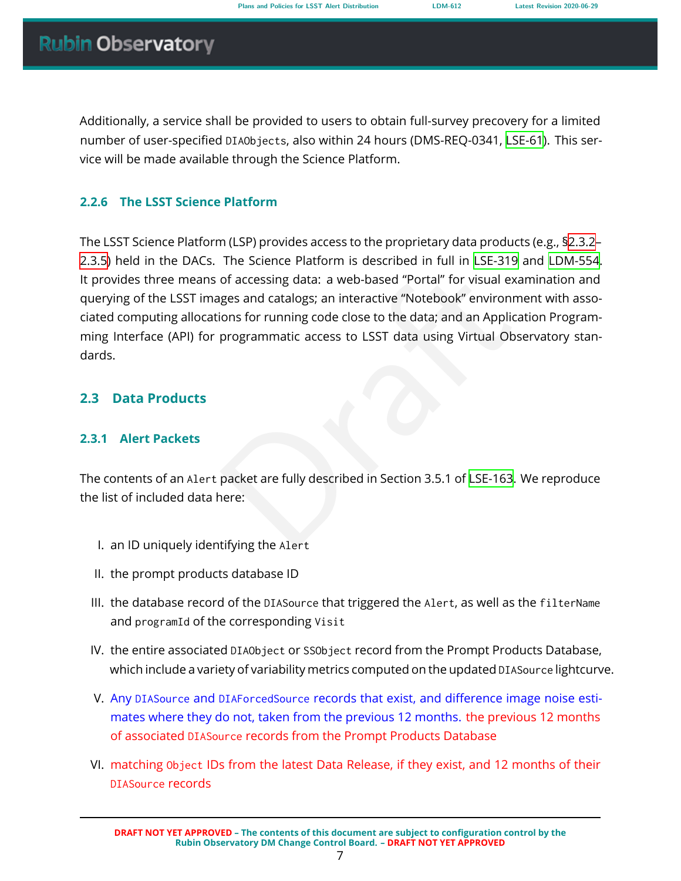Additionally, a service shall be provided to users to obtain full-survey precovery for a limited number of user-specified `DIAObjects`, also within 24 hours (DMS-REQ-0341, LSE-61). This service will be made available through the Science Platform.

### 2.2.6 The LSST Science Platform

The LSST Science Platform (LSP) provides access to the proprietary data products (e.g., §2.3.2–2.3.5) held in the DACs. The Science Platform is described in full in LSE-319 and LDM-554. It provides three means of accessing data: a web-based "Portal" for visual examination and querying of the LSST images and catalogs; an interactive "Notebook" environment with associated computing allocations for running code close to the data; and an Application Programming Interface (API) for programmatic access to LSST data using Virtual Observatory standards.

## 2.3 Data Products

### 2.3.1 Alert Packets

The contents of an `Alert` packet are fully described in Section 3.5.1 of LSE-163. We reproduce the list of included data here:

I. an ID uniquely identifying the `Alert`

II. the prompt products database ID

III. the database record of the `DIASource` that triggered the `Alert`, as well as the `filterName` and `programId` of the corresponding `Visit`

IV. the entire associated `DIAObject` or `SSObject` record from the Prompt Products Database, which include a variety of variability metrics computed on the updated `DIASource` lightcurve.

V. Any `DIASource` and `DIAForcedSource` records that exist, and difference image noise estimates where they do not, taken from the previous 12 months. the previous 12 months of associated `DIASource` records from the Prompt Products Database

VI. matching `Object` IDs from the latest Data Release, if they exist, and 12 months of their `DIASource` records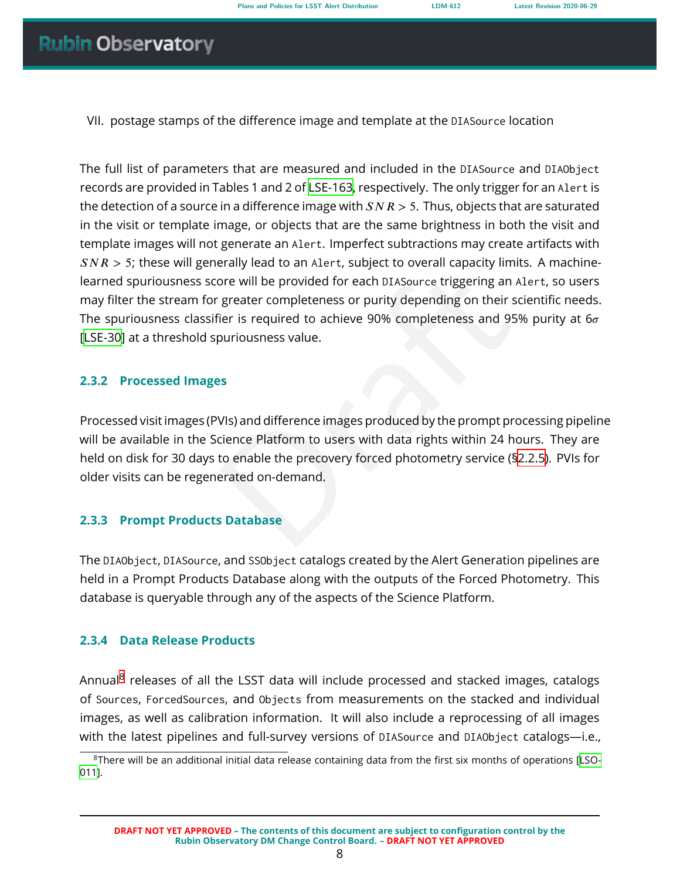VII. postage stamps of the difference image and template at the DIASource location

The full list of parameters that are measured and included in the DIASource and DIAObject records are provided in Tables 1 and 2 of [LSE-163], respectively. The only trigger for an Alert is the detection of a source in a difference image with $SNR > 5$. Thus, objects that are saturated in the visit or template image, or objects that are the same brightness in both the visit and template images will not generate an Alert. Imperfect subtractions may create artifacts with $SNR > 5$; these will generally lead to an Alert, subject to overall capacity limits. A machine-learned spuriousness score will be provided for each DIASource triggering an Alert, so users may filter the stream for greater completeness or purity depending on their scientific needs. The spuriousness classifier is required to achieve 90% completeness and 95% purity at $6\sigma$ [LSE-30] at a threshold spuriousness value.

### 2.3.2 Processed Images

Processed visit images (PVIs) and difference images produced by the prompt processing pipeline will be available in the Science Platform to users with data rights within 24 hours. They are held on disk for 30 days to enable the precovery forced photometry service (§2.2.5). PVIs for older visits can be regenerated on-demand.

### 2.3.3 Prompt Products Database

The DIAObject, DIASource, and SSObject catalogs created by the Alert Generation pipelines are held in a Prompt Products Database along with the outputs of the Forced Photometry. This database is queryable through any of the aspects of the Science Platform.

### 2.3.4 Data Release Products

Annual[8] releases of all the LSST data will include processed and stacked images, catalogs of Sources, ForcedSources, and Objects from measurements on the stacked and individual images, as well as calibration information. It will also include a reprocessing of all images with the latest pipelines and full-survey versions of DIASource and DIAObject catalogs—i.e.,

[8] There will be an additional initial data release containing data from the first six months of operations [LSO-011].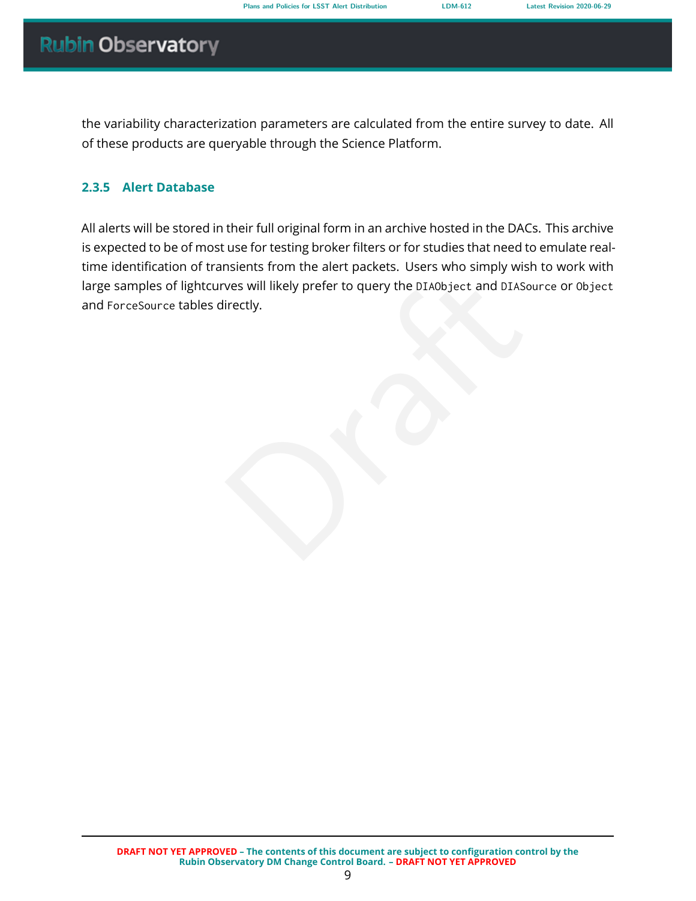the variability characterization parameters are calculated from the entire survey to date. All of these products are queryable through the Science Platform.

### 2.3.5 Alert Database

All alerts will be stored in their full original form in an archive hosted in the DACs. This archive is expected to be of most use for testing broker filters or for studies that need to emulate real-time identification of transients from the alert packets. Users who simply wish to work with large samples of lightcurves will likely prefer to query the `DIAObject` and `DIASource` or `Object` and `ForceSource` tables directly.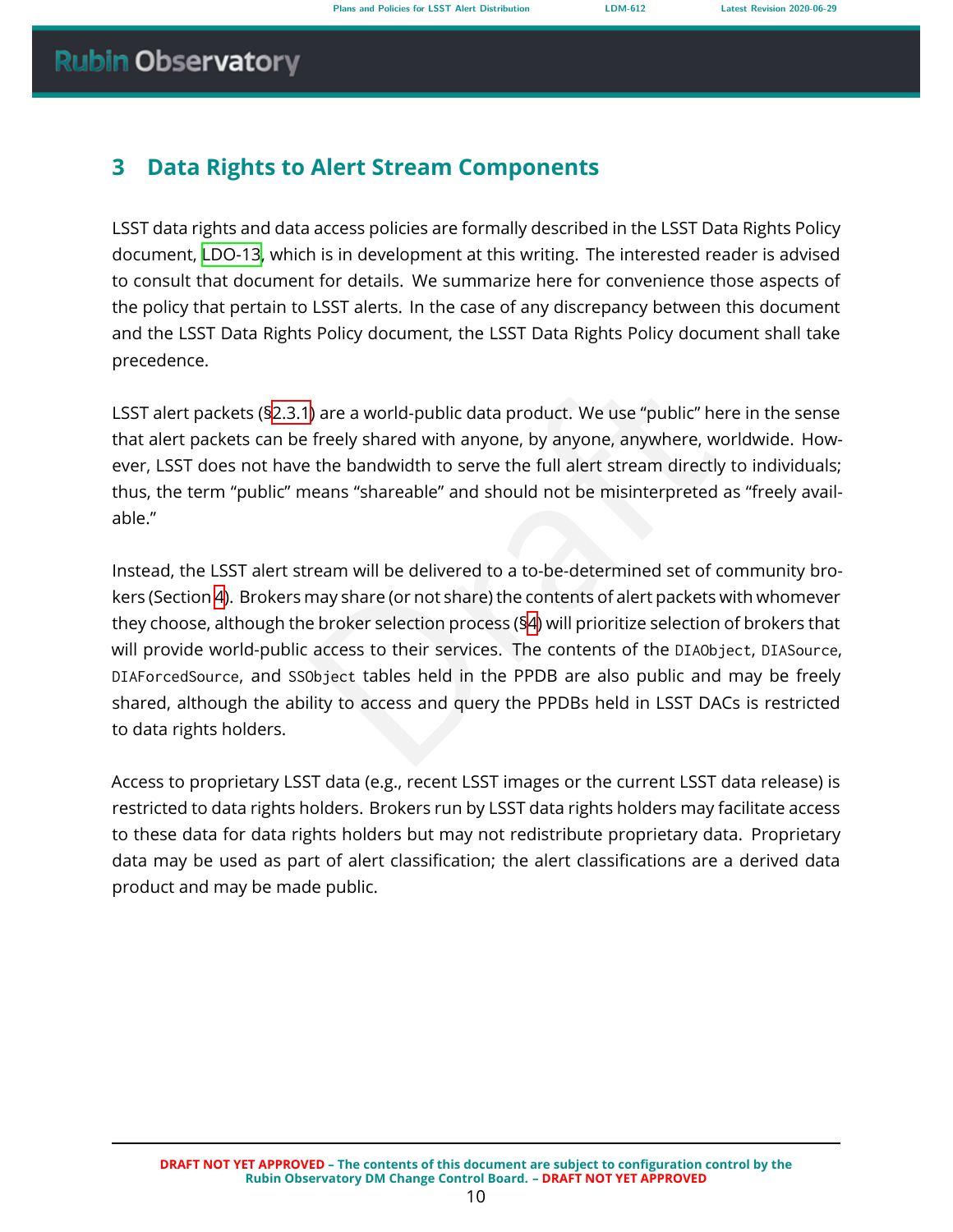# 3 Data Rights to Alert Stream Components

LSST data rights and data access policies are formally described in the LSST Data Rights Policy document, LDO-13, which is in development at this writing. The interested reader is advised to consult that document for details. We summarize here for convenience those aspects of the policy that pertain to LSST alerts. In the case of any discrepancy between this document and the LSST Data Rights Policy document, the LSST Data Rights Policy document shall take precedence.

LSST alert packets (§2.3.1) are a world-public data product. We use "public" here in the sense that alert packets can be freely shared with anyone, by anyone, anywhere, worldwide. However, LSST does not have the bandwidth to serve the full alert stream directly to individuals; thus, the term "public" means "shareable" and should not be misinterpreted as "freely available."

Instead, the LSST alert stream will be delivered to a to-be-determined set of community brokers (Section 4). Brokers may share (or not share) the contents of alert packets with whomever they choose, although the broker selection process (§4) will prioritize selection of brokers that will provide world-public access to their services. The contents of the `DIAObject`, `DIASource`, `DIAForcedSource`, and `SSObject` tables held in the PPDB are also public and may be freely shared, although the ability to access and query the PPDBs held in LSST DACs is restricted to data rights holders.

Access to proprietary LSST data (e.g., recent LSST images or the current LSST data release) is restricted to data rights holders. Brokers run by LSST data rights holders may facilitate access to these data for data rights holders but may not redistribute proprietary data. Proprietary data may be used as part of alert classification; the alert classifications are a derived data product and may be made public.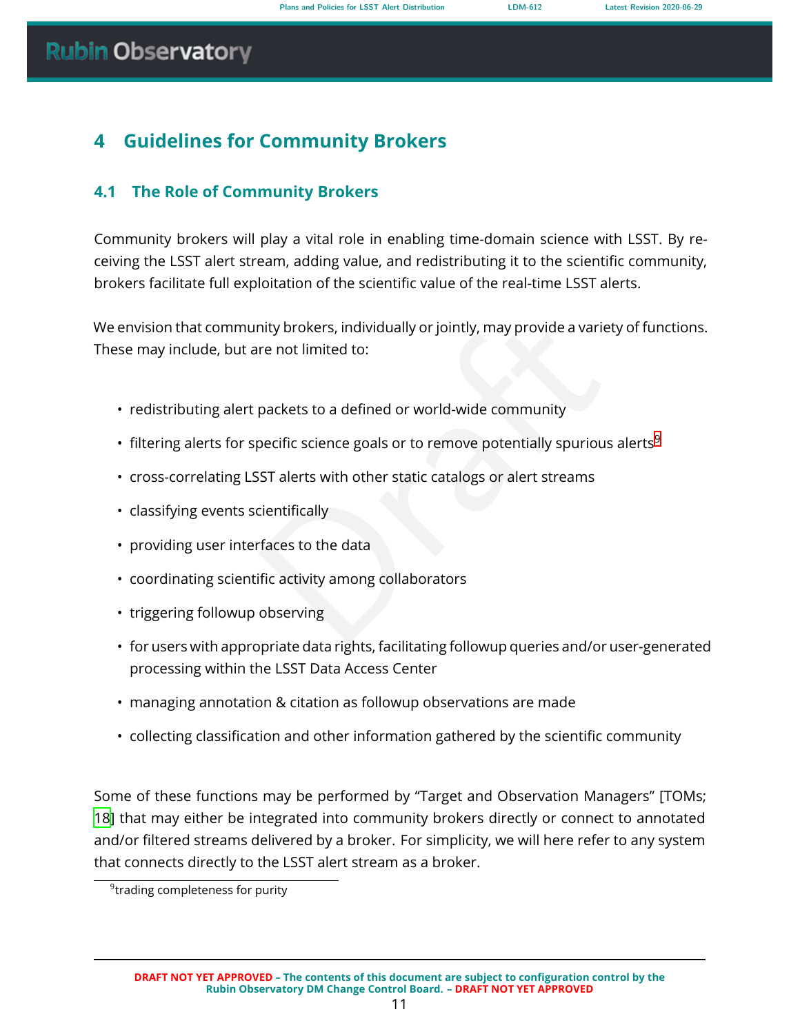# 4 Guidelines for Community Brokers

## 4.1 The Role of Community Brokers

Community brokers will play a vital role in enabling time-domain science with LSST. By receiving the LSST alert stream, adding value, and redistributing it to the scientific community, brokers facilitate full exploitation of the scientific value of the real-time LSST alerts.

We envision that community brokers, individually or jointly, may provide a variety of functions. These may include, but are not limited to:

- redistributing alert packets to a defined or world-wide community
- filtering alerts for specific science goals or to remove potentially spurious alerts[9]
- cross-correlating LSST alerts with other static catalogs or alert streams
- classifying events scientifically
- providing user interfaces to the data
- coordinating scientific activity among collaborators
- triggering followup observing
- for users with appropriate data rights, facilitating followup queries and/or user-generated processing within the LSST Data Access Center
- managing annotation & citation as followup observations are made
- collecting classification and other information gathered by the scientific community

Some of these functions may be performed by "Target and Observation Managers" [TOMs; 18] that may either be integrated into community brokers directly or connect to annotated and/or filtered streams delivered by a broker. For simplicity, we will here refer to any system that connects directly to the LSST alert stream as a broker.

[9] trading completeness for purity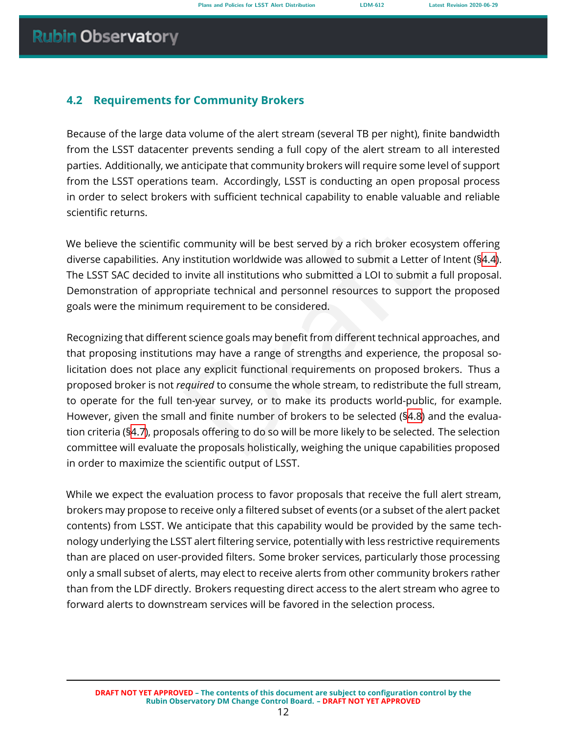## 4.2 Requirements for Community Brokers

Because of the large data volume of the alert stream (several TB per night), finite bandwidth from the LSST datacenter prevents sending a full copy of the alert stream to all interested parties. Additionally, we anticipate that community brokers will require some level of support from the LSST operations team. Accordingly, LSST is conducting an open proposal process in order to select brokers with sufficient technical capability to enable valuable and reliable scientific returns.

We believe the scientific community will be best served by a rich broker ecosystem offering diverse capabilities. Any institution worldwide was allowed to submit a Letter of Intent (§4.4). The LSST SAC decided to invite all institutions who submitted a LOI to submit a full proposal. Demonstration of appropriate technical and personnel resources to support the proposed goals were the minimum requirement to be considered.

Recognizing that different science goals may benefit from different technical approaches, and that proposing institutions may have a range of strengths and experience, the proposal solicitation does not place any explicit functional requirements on proposed brokers. Thus a proposed broker is not *required* to consume the whole stream, to redistribute the full stream, to operate for the full ten-year survey, or to make its products world-public, for example. However, given the small and finite number of brokers to be selected (§4.8) and the evaluation criteria (§4.7), proposals offering to do so will be more likely to be selected. The selection committee will evaluate the proposals holistically, weighing the unique capabilities proposed in order to maximize the scientific output of LSST.

While we expect the evaluation process to favor proposals that receive the full alert stream, brokers may propose to receive only a filtered subset of events (or a subset of the alert packet contents) from LSST. We anticipate that this capability would be provided by the same technology underlying the LSST alert filtering service, potentially with less restrictive requirements than are placed on user-provided filters. Some broker services, particularly those processing only a small subset of alerts, may elect to receive alerts from other community brokers rather than from the LDF directly. Brokers requesting direct access to the alert stream who agree to forward alerts to downstream services will be favored in the selection process.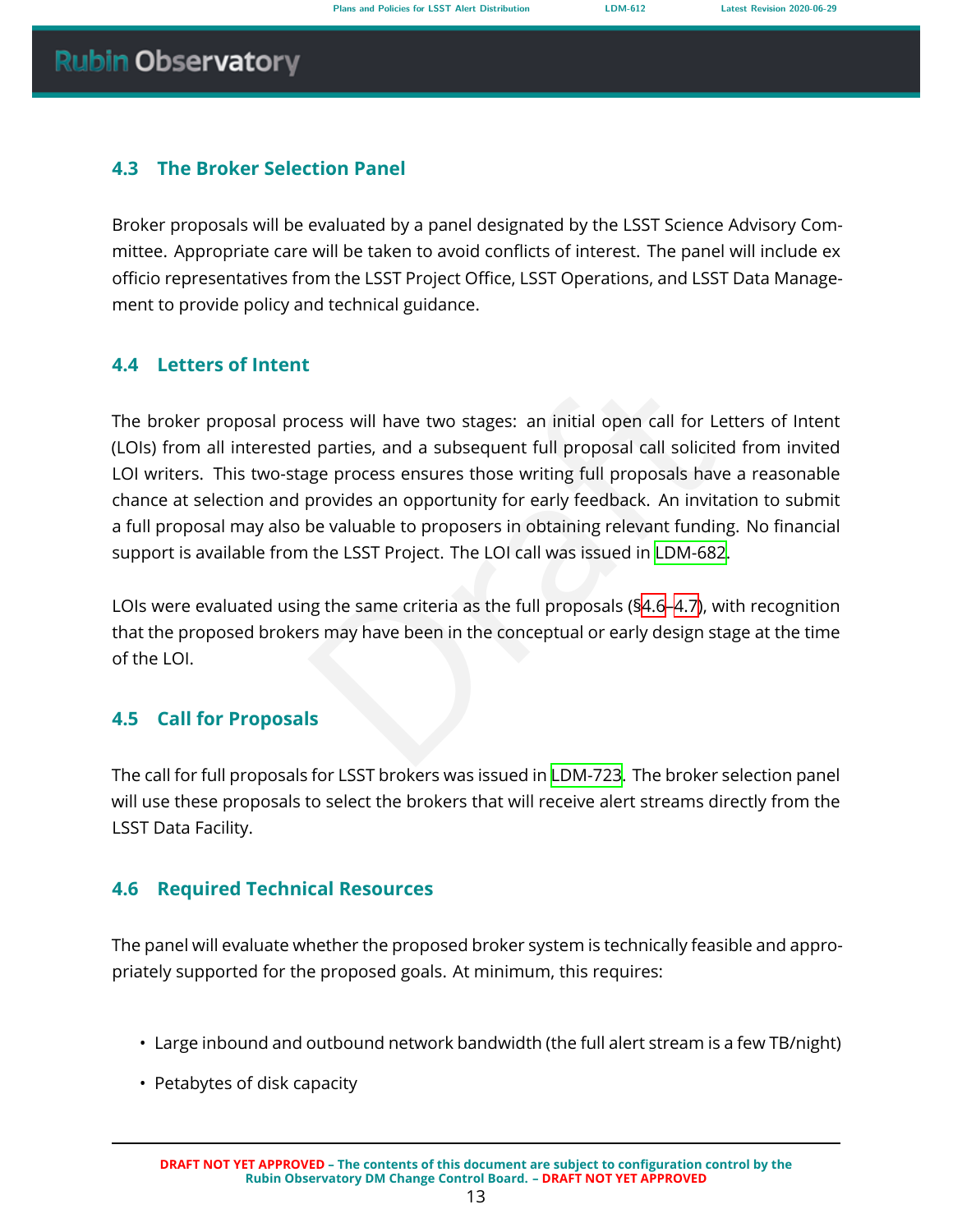### 4.3 The Broker Selection Panel

Broker proposals will be evaluated by a panel designated by the LSST Science Advisory Committee. Appropriate care will be taken to avoid conflicts of interest. The panel will include ex officio representatives from the LSST Project Office, LSST Operations, and LSST Data Management to provide policy and technical guidance.

### 4.4 Letters of Intent

The broker proposal process will have two stages: an initial open call for Letters of Intent (LOIs) from all interested parties, and a subsequent full proposal call solicited from invited LOI writers. This two-stage process ensures those writing full proposals have a reasonable chance at selection and provides an opportunity for early feedback. An invitation to submit a full proposal may also be valuable to proposers in obtaining relevant funding. No financial support is available from the LSST Project. The LOI call was issued in LDM-682.

LOIs were evaluated using the same criteria as the full proposals (§4.6–4.7), with recognition that the proposed brokers may have been in the conceptual or early design stage at the time of the LOI.

### 4.5 Call for Proposals

The call for full proposals for LSST brokers was issued in LDM-723. The broker selection panel will use these proposals to select the brokers that will receive alert streams directly from the LSST Data Facility.

### 4.6 Required Technical Resources

The panel will evaluate whether the proposed broker system is technically feasible and appropriately supported for the proposed goals. At minimum, this requires:

- Large inbound and outbound network bandwidth (the full alert stream is a few TB/night)
- Petabytes of disk capacity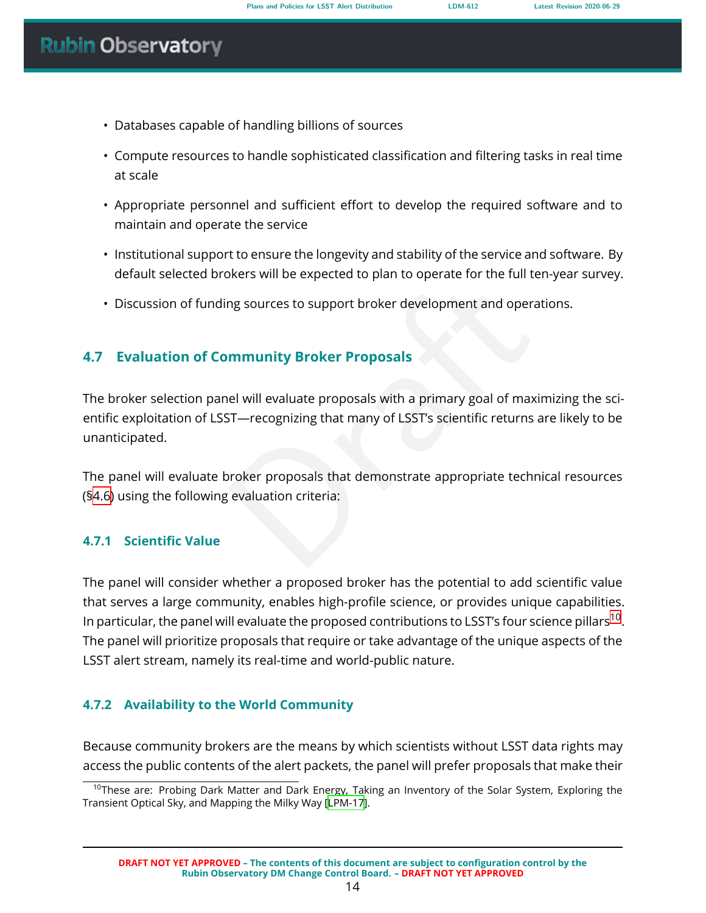- Databases capable of handling billions of sources
- Compute resources to handle sophisticated classification and filtering tasks in real time at scale
- Appropriate personnel and sufficient effort to develop the required software and to maintain and operate the service
- Institutional support to ensure the longevity and stability of the service and software. By default selected brokers will be expected to plan to operate for the full ten-year survey.
- Discussion of funding sources to support broker development and operations.

## 4.7 Evaluation of Community Broker Proposals

The broker selection panel will evaluate proposals with a primary goal of maximizing the scientific exploitation of LSST—recognizing that many of LSST's scientific returns are likely to be unanticipated.

The panel will evaluate broker proposals that demonstrate appropriate technical resources (§4.6) using the following evaluation criteria:

### 4.7.1 Scientific Value

The panel will consider whether a proposed broker has the potential to add scientific value that serves a large community, enables high-profile science, or provides unique capabilities. In particular, the panel will evaluate the proposed contributions to LSST's four science pillars[10]. The panel will prioritize proposals that require or take advantage of the unique aspects of the LSST alert stream, namely its real-time and world-public nature.

### 4.7.2 Availability to the World Community

Because community brokers are the means by which scientists without LSST data rights may access the public contents of the alert packets, the panel will prefer proposals that make their

[10] These are: Probing Dark Matter and Dark Energy, Taking an Inventory of the Solar System, Exploring the Transient Optical Sky, and Mapping the Milky Way [LPM-17].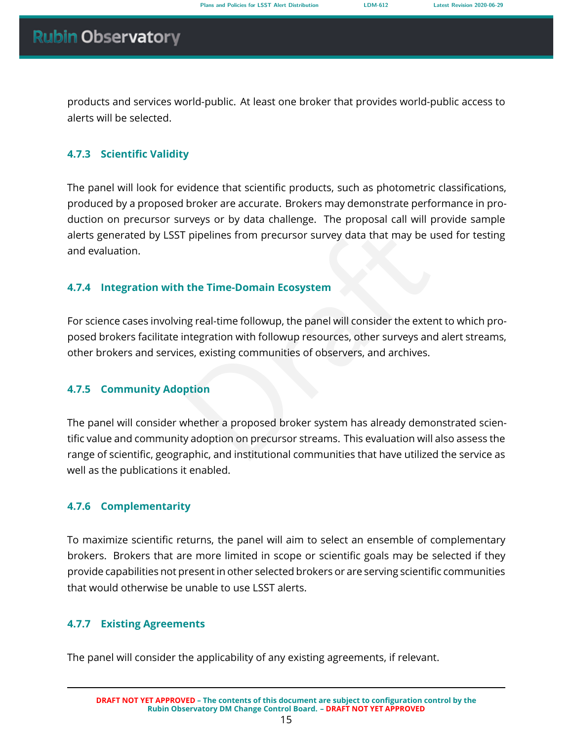products and services world-public. At least one broker that provides world-public access to alerts will be selected.

### 4.7.3 Scientific Validity

The panel will look for evidence that scientific products, such as photometric classifications, produced by a proposed broker are accurate. Brokers may demonstrate performance in production on precursor surveys or by data challenge. The proposal call will provide sample alerts generated by LSST pipelines from precursor survey data that may be used for testing and evaluation.

### 4.7.4 Integration with the Time-Domain Ecosystem

For science cases involving real-time followup, the panel will consider the extent to which proposed brokers facilitate integration with followup resources, other surveys and alert streams, other brokers and services, existing communities of observers, and archives.

### 4.7.5 Community Adoption

The panel will consider whether a proposed broker system has already demonstrated scientific value and community adoption on precursor streams. This evaluation will also assess the range of scientific, geographic, and institutional communities that have utilized the service as well as the publications it enabled.

### 4.7.6 Complementarity

To maximize scientific returns, the panel will aim to select an ensemble of complementary brokers. Brokers that are more limited in scope or scientific goals may be selected if they provide capabilities not present in other selected brokers or are serving scientific communities that would otherwise be unable to use LSST alerts.

### 4.7.7 Existing Agreements

The panel will consider the applicability of any existing agreements, if relevant.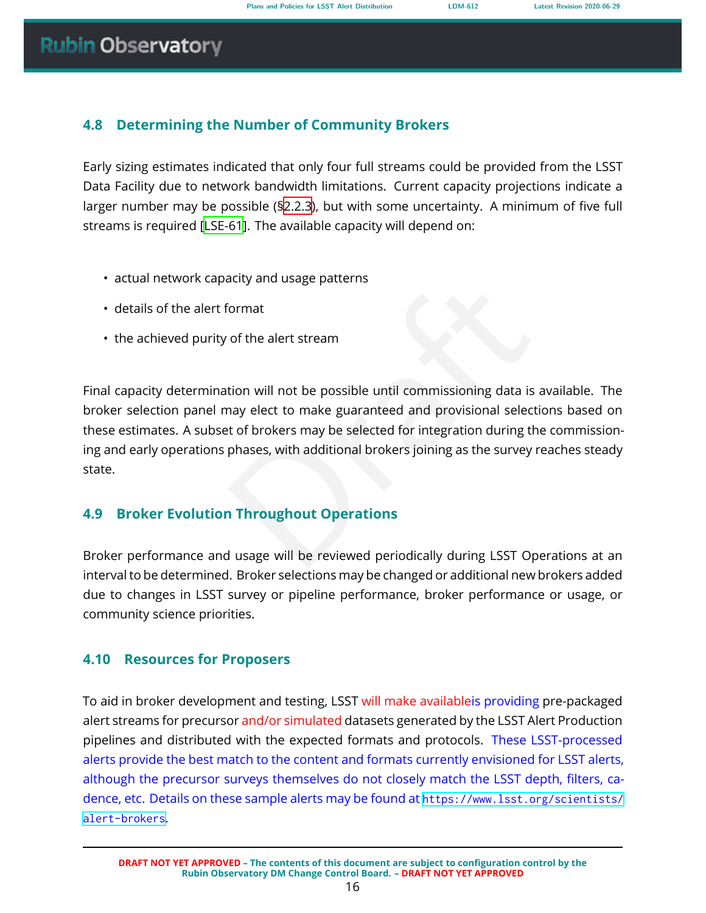## 4.8 Determining the Number of Community Brokers

Early sizing estimates indicated that only four full streams could be provided from the LSST Data Facility due to network bandwidth limitations. Current capacity projections indicate a larger number may be possible (§2.2.3), but with some uncertainty. A minimum of five full streams is required [LSE-61]. The available capacity will depend on:

- actual network capacity and usage patterns
- details of the alert format
- the achieved purity of the alert stream

Final capacity determination will not be possible until commissioning data is available. The broker selection panel may elect to make guaranteed and provisional selections based on these estimates. A subset of brokers may be selected for integration during the commissioning and early operations phases, with additional brokers joining as the survey reaches steady state.

## 4.9 Broker Evolution Throughout Operations

Broker performance and usage will be reviewed periodically during LSST Operations at an interval to be determined. Broker selections may be changed or additional new brokers added due to changes in LSST survey or pipeline performance, broker performance or usage, or community science priorities.

## 4.10 Resources for Proposers

To aid in broker development and testing, LSST will make availableis providing pre-packaged alert streams for precursor and/or simulated datasets generated by the LSST Alert Production pipelines and distributed with the expected formats and protocols. These LSST-processed alerts provide the best match to the content and formats currently envisioned for LSST alerts, although the precursor surveys themselves do not closely match the LSST depth, filters, cadence, etc. Details on these sample alerts may be found at https://www.lsst.org/scientists/alert-brokers.

DRAFT NOT YET APPROVED – The contents of this document are subject to configuration control by the Rubin Observatory DM Change Control Board. – DRAFT NOT YET APPROVED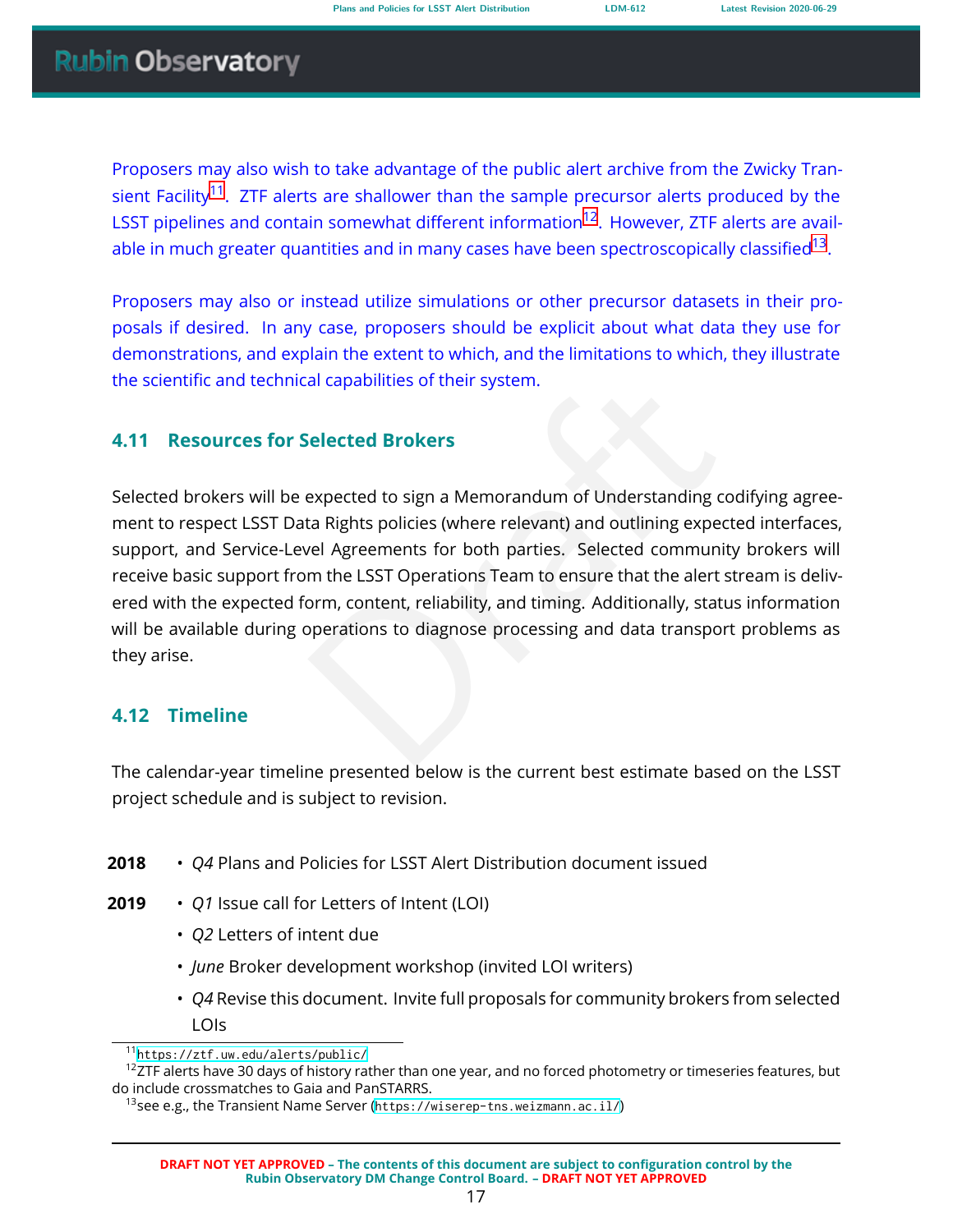Proposers may also wish to take advantage of the public alert archive from the Zwicky Transient Facility[11]. ZTF alerts are shallower than the sample precursor alerts produced by the LSST pipelines and contain somewhat different information[12]. However, ZTF alerts are available in much greater quantities and in many cases have been spectroscopically classified[13].

Proposers may also or instead utilize simulations or other precursor datasets in their proposals if desired. In any case, proposers should be explicit about what data they use for demonstrations, and explain the extent to which, and the limitations to which, they illustrate the scientific and technical capabilities of their system.

### 4.11 Resources for Selected Brokers

Selected brokers will be expected to sign a Memorandum of Understanding codifying agreement to respect LSST Data Rights policies (where relevant) and outlining expected interfaces, support, and Service-Level Agreements for both parties. Selected community brokers will receive basic support from the LSST Operations Team to ensure that the alert stream is delivered with the expected form, content, reliability, and timing. Additionally, status information will be available during operations to diagnose processing and data transport problems as they arise.

### 4.12 Timeline

The calendar-year timeline presented below is the current best estimate based on the LSST project schedule and is subject to revision.

**2018**
- *Q4* Plans and Policies for LSST Alert Distribution document issued

**2019**
- *Q1* Issue call for Letters of Intent (LOI)
- *Q2* Letters of intent due
- *June* Broker development workshop (invited LOI writers)
- *Q4* Revise this document. Invite full proposals for community brokers from selected LOIs

---

[11] https://ztf.uw.edu/alerts/public/

[12] ZTF alerts have 30 days of history rather than one year, and no forced photometry or timeseries features, but do include crossmatches to Gaia and PanSTARRS.

[13] see e.g., the Transient Name Server (https://wiserep-tns.weizmann.ac.il/)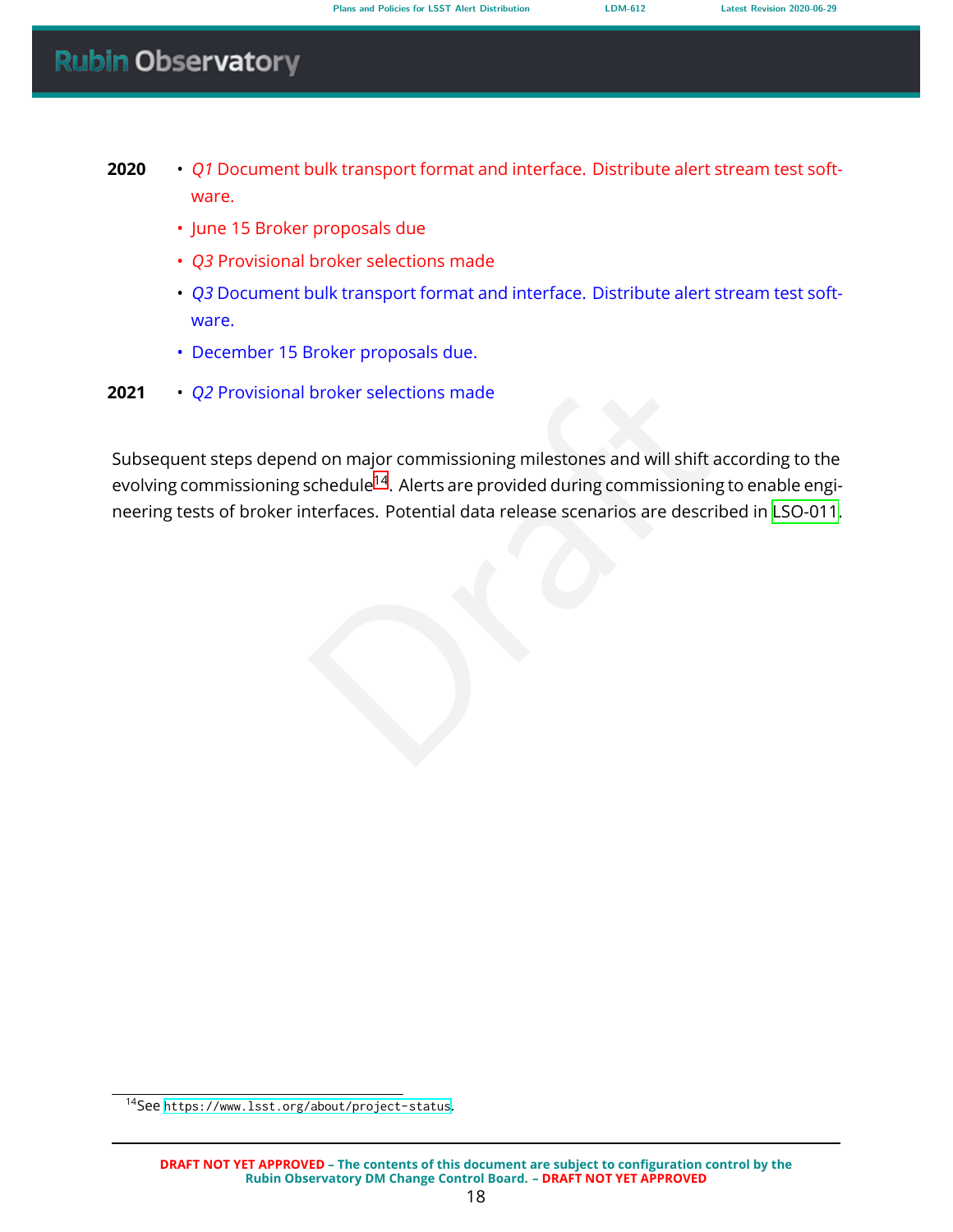**2020**

- *Q1* Document bulk transport format and interface. Distribute alert stream test software.
- June 15 Broker proposals due
- *Q3* Provisional broker selections made
- *Q3* Document bulk transport format and interface. Distribute alert stream test software.
- December 15 Broker proposals due.

**2021**

- *Q2* Provisional broker selections made

Subsequent steps depend on major commissioning milestones and will shift according to the evolving commissioning schedule[14]. Alerts are provided during commissioning to enable engineering tests of broker interfaces. Potential data release scenarios are described in LSO-011.

[14] See https://www.lsst.org/about/project-status.

**DRAFT NOT YET APPROVED – The contents of this document are subject to configuration control by the Rubin Observatory DM Change Control Board. – DRAFT NOT YET APPROVED**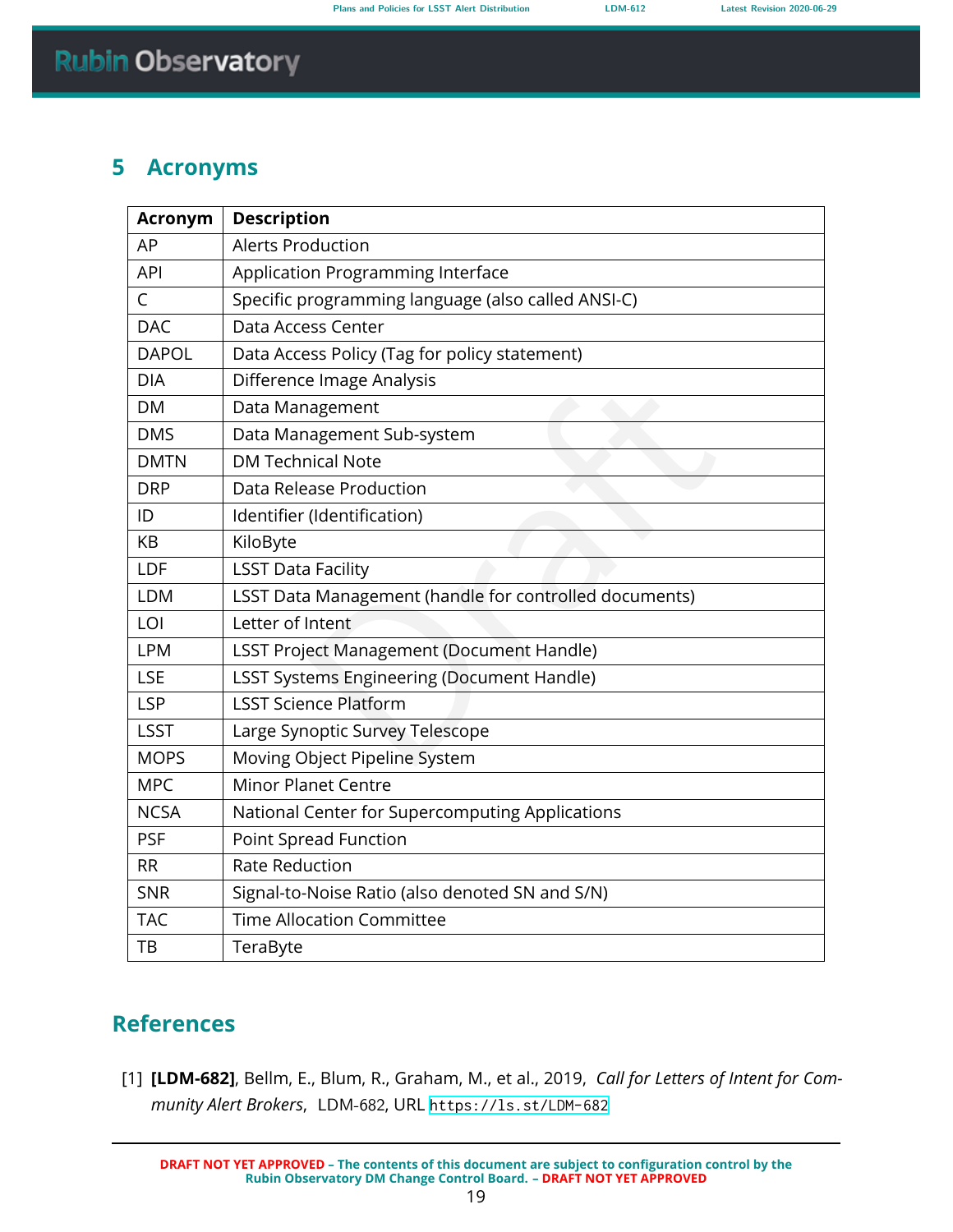# 5 Acronyms

| Acronym | Description |
|---|---|
| AP | Alerts Production |
| API | Application Programming Interface |
| C | Specific programming language (also called ANSI-C) |
| DAC | Data Access Center |
| DAPOL | Data Access Policy (Tag for policy statement) |
| DIA | Difference Image Analysis |
| DM | Data Management |
| DMS | Data Management Sub-system |
| DMTN | DM Technical Note |
| DRP | Data Release Production |
| ID | Identifier (Identification) |
| KB | KiloByte |
| LDF | LSST Data Facility |
| LDM | LSST Data Management (handle for controlled documents) |
| LOI | Letter of Intent |
| LPM | LSST Project Management (Document Handle) |
| LSE | LSST Systems Engineering (Document Handle) |
| LSP | LSST Science Platform |
| LSST | Large Synoptic Survey Telescope |
| MOPS | Moving Object Pipeline System |
| MPC | Minor Planet Centre |
| NCSA | National Center for Supercomputing Applications |
| PSF | Point Spread Function |
| RR | Rate Reduction |
| SNR | Signal-to-Noise Ratio (also denoted SN and S/N) |
| TAC | Time Allocation Committee |
| TB | TeraByte |

# References

[1] **[LDM-682]**, Bellm, E., Blum, R., Graham, M., et al., 2019, *Call for Letters of Intent for Community Alert Brokers*, LDM-682, URL https://ls.st/LDM-682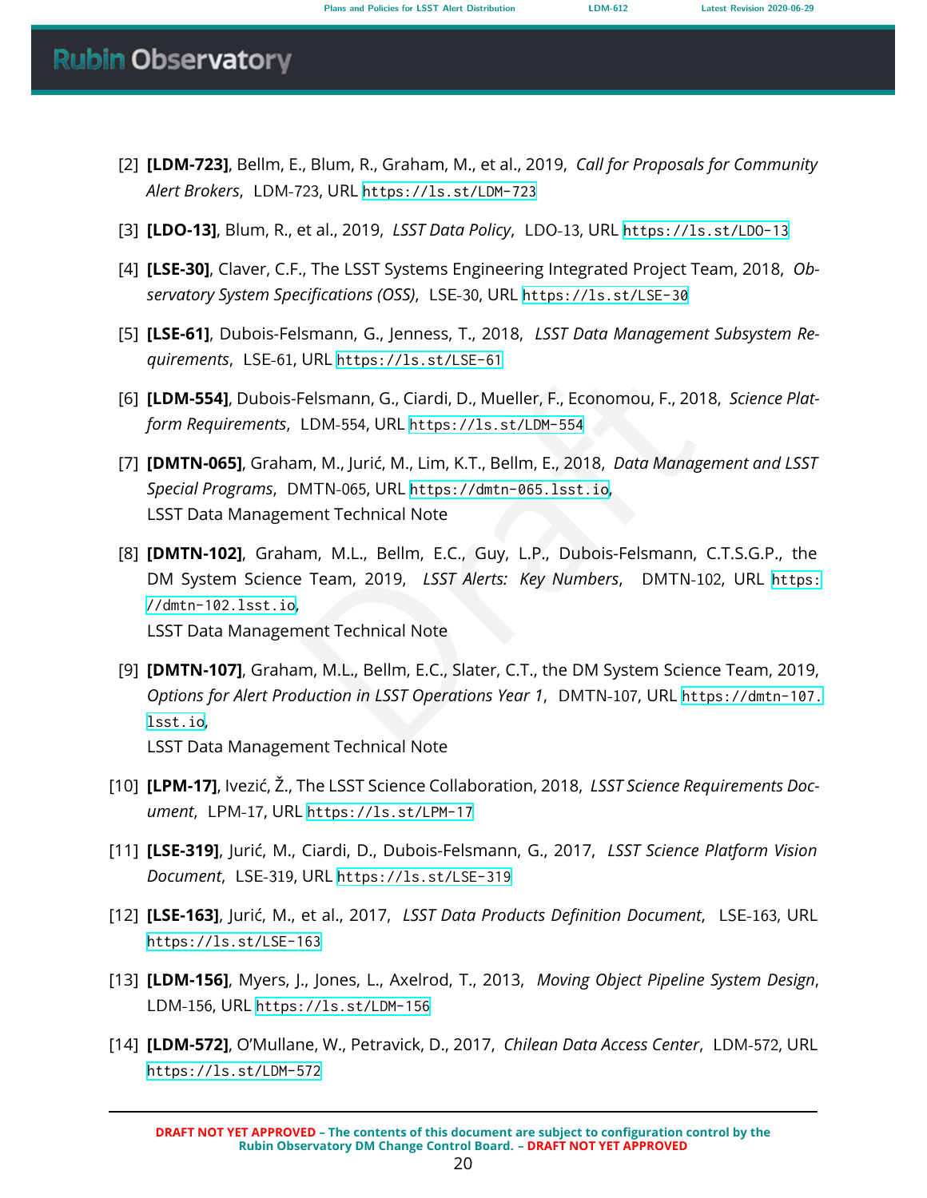[2] **[LDM-723]**, Bellm, E., Blum, R., Graham, M., et al., 2019, *Call for Proposals for Community Alert Brokers*, LDM-723, URL https://ls.st/LDM-723

[3] **[LDO-13]**, Blum, R., et al., 2019, *LSST Data Policy*, LDO-13, URL https://ls.st/LDO-13

[4] **[LSE-30]**, Claver, C.F., The LSST Systems Engineering Integrated Project Team, 2018, *Observatory System Specifications (OSS)*, LSE-30, URL https://ls.st/LSE-30

[5] **[LSE-61]**, Dubois-Felsmann, G., Jenness, T., 2018, *LSST Data Management Subsystem Requirements*, LSE-61, URL https://ls.st/LSE-61

[6] **[LDM-554]**, Dubois-Felsmann, G., Ciardi, D., Mueller, F., Economou, F., 2018, *Science Platform Requirements*, LDM-554, URL https://ls.st/LDM-554

[7] **[DMTN-065]**, Graham, M., Jurić, M., Lim, K.T., Bellm, E., 2018, *Data Management and LSST Special Programs*, DMTN-065, URL https://dmtn-065.lsst.io,
LSST Data Management Technical Note

[8] **[DMTN-102]**, Graham, M.L., Bellm, E.C., Guy, L.P., Dubois-Felsmann, C.T.S.G.P., the DM System Science Team, 2019, *LSST Alerts: Key Numbers*, DMTN-102, URL https://dmtn-102.lsst.io,
LSST Data Management Technical Note

[9] **[DMTN-107]**, Graham, M.L., Bellm, E.C., Slater, C.T., the DM System Science Team, 2019, *Options for Alert Production in LSST Operations Year 1*, DMTN-107, URL https://dmtn-107.lsst.io,
LSST Data Management Technical Note

[10] **[LPM-17]**, Ivezić, Ž., The LSST Science Collaboration, 2018, *LSST Science Requirements Document*, LPM-17, URL https://ls.st/LPM-17

[11] **[LSE-319]**, Jurić, M., Ciardi, D., Dubois-Felsmann, G., 2017, *LSST Science Platform Vision Document*, LSE-319, URL https://ls.st/LSE-319

[12] **[LSE-163]**, Jurić, M., et al., 2017, *LSST Data Products Definition Document*, LSE-163, URL https://ls.st/LSE-163

[13] **[LDM-156]**, Myers, J., Jones, L., Axelrod, T., 2013, *Moving Object Pipeline System Design*, LDM-156, URL https://ls.st/LDM-156

[14] **[LDM-572]**, O'Mullane, W., Petravick, D., 2017, *Chilean Data Access Center*, LDM-572, URL https://ls.st/LDM-572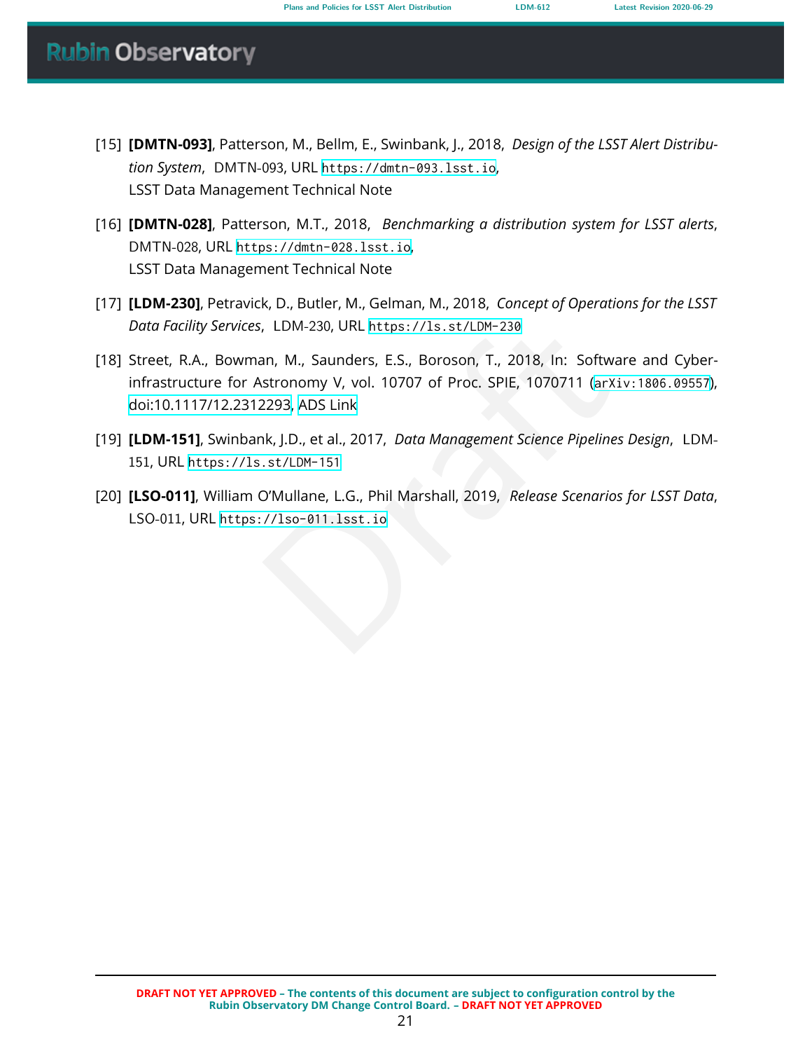[15] **[DMTN-093]**, Patterson, M., Bellm, E., Swinbank, J., 2018, *Design of the LSST Alert Distribution System*, DMTN-093, URL https://dmtn-093.lsst.io,
LSST Data Management Technical Note

[16] **[DMTN-028]**, Patterson, M.T., 2018, *Benchmarking a distribution system for LSST alerts*, DMTN-028, URL https://dmtn-028.lsst.io,
LSST Data Management Technical Note

[17] **[LDM-230]**, Petravick, D., Butler, M., Gelman, M., 2018, *Concept of Operations for the LSST Data Facility Services*, LDM-230, URL https://ls.st/LDM-230

[18] Street, R.A., Bowman, M., Saunders, E.S., Boroson, T., 2018, In: Software and Cyberinfrastructure for Astronomy V, vol. 10707 of Proc. SPIE, 1070711 (arXiv:1806.09557), doi:10.1117/12.2312293, ADS Link

[19] **[LDM-151]**, Swinbank, J.D., et al., 2017, *Data Management Science Pipelines Design*, LDM-151, URL https://ls.st/LDM-151

[20] **[LSO-011]**, William O'Mullane, L.G., Phil Marshall, 2019, *Release Scenarios for LSST Data*, LSO-011, URL https://lso-011.lsst.io